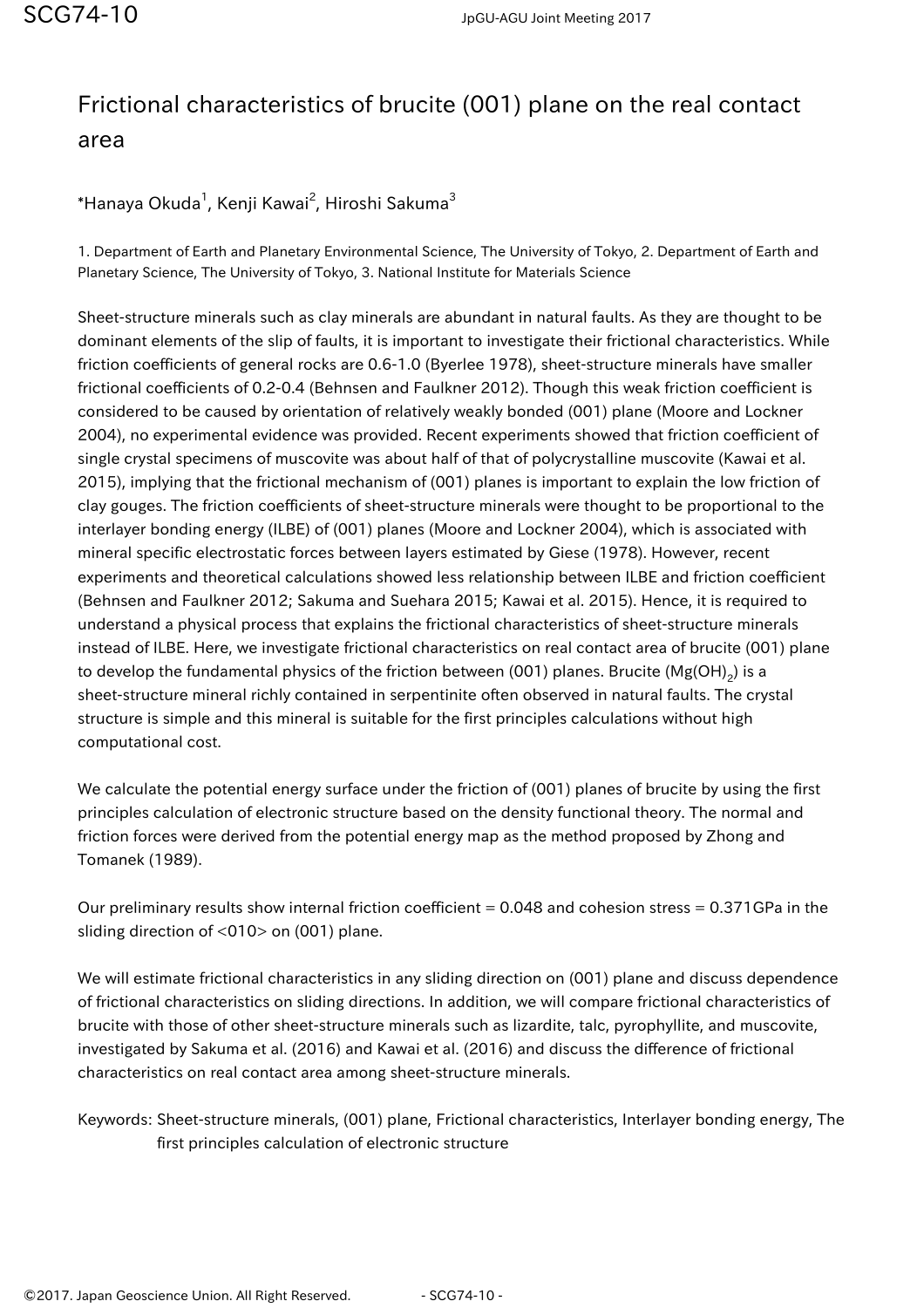# Frictional characteristics of brucite (001) plane on the real contact area

*Hanaya Okuda[1], Kenji Kawai[2], Hiroshi Sakuma[3]

1. Department of Earth and Planetary Environmental Science, The University of Tokyo, 2. Department of Earth and Planetary Science, The University of Tokyo, 3. National Institute for Materials Science

Sheet-structure minerals such as clay minerals are abundant in natural faults. As they are thought to be dominant elements of the slip of faults, it is important to investigate their frictional characteristics. While friction coefficients of general rocks are 0.6-1.0 (Byerlee 1978), sheet-structure minerals have smaller frictional coefficients of 0.2-0.4 (Behnsen and Faulkner 2012). Though this weak friction coefficient is considered to be caused by orientation of relatively weakly bonded (001) plane (Moore and Lockner 2004), no experimental evidence was provided. Recent experiments showed that friction coefficient of single crystal specimens of muscovite was about half of that of polycrystalline muscovite (Kawai et al. 2015), implying that the frictional mechanism of (001) planes is important to explain the low friction of clay gouges. The friction coefficients of sheet-structure minerals were thought to be proportional to the interlayer bonding energy (ILBE) of (001) planes (Moore and Lockner 2004), which is associated with mineral specific electrostatic forces between layers estimated by Giese (1978). However, recent experiments and theoretical calculations showed less relationship between ILBE and friction coefficient (Behnsen and Faulkner 2012; Sakuma and Suehara 2015; Kawai et al. 2015). Hence, it is required to understand a physical process that explains the frictional characteristics of sheet-structure minerals instead of ILBE. Here, we investigate frictional characteristics on real contact area of brucite (001) plane to develop the fundamental physics of the friction between (001) planes. Brucite ($Mg(OH)_2$) is a sheet-structure mineral richly contained in serpentinite often observed in natural faults. The crystal structure is simple and this mineral is suitable for the first principles calculations without high computational cost.

We calculate the potential energy surface under the friction of (001) planes of brucite by using the first principles calculation of electronic structure based on the density functional theory. The normal and friction forces were derived from the potential energy map as the method proposed by Zhong and Tomanek (1989).

Our preliminary results show internal friction coefficient = 0.048 and cohesion stress = 0.371GPa in the sliding direction of <010> on (001) plane.

We will estimate frictional characteristics in any sliding direction on (001) plane and discuss dependence of frictional characteristics on sliding directions. In addition, we will compare frictional characteristics of brucite with those of other sheet-structure minerals such as lizardite, talc, pyrophyllite, and muscovite, investigated by Sakuma et al. (2016) and Kawai et al. (2016) and discuss the difference of frictional characteristics on real contact area among sheet-structure minerals.

Keywords: Sheet-structure minerals, (001) plane, Frictional characteristics, Interlayer bonding energy, The first principles calculation of electronic structure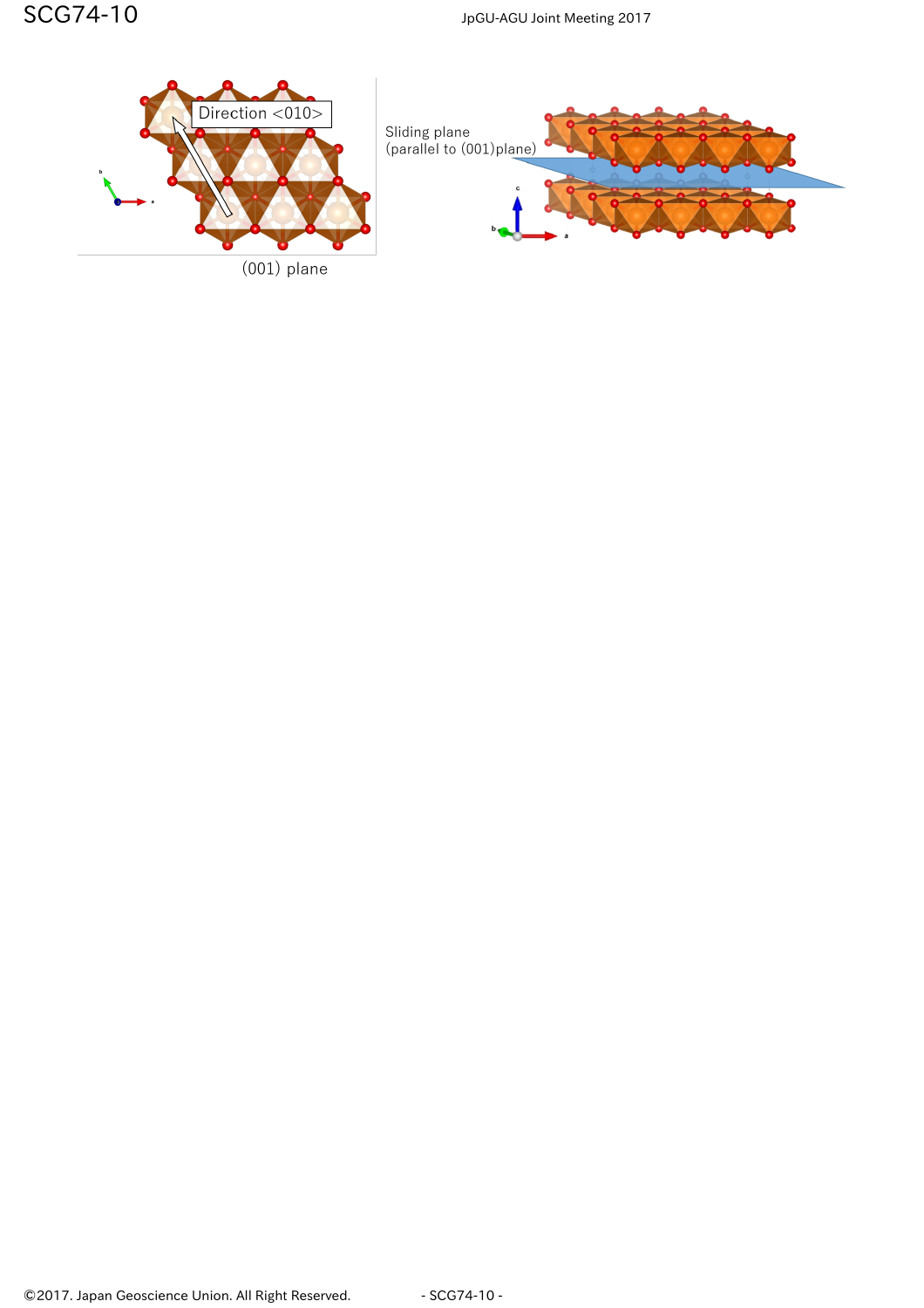Direction <010>

(001) plane

Sliding plane
(parallel to (001)plane)